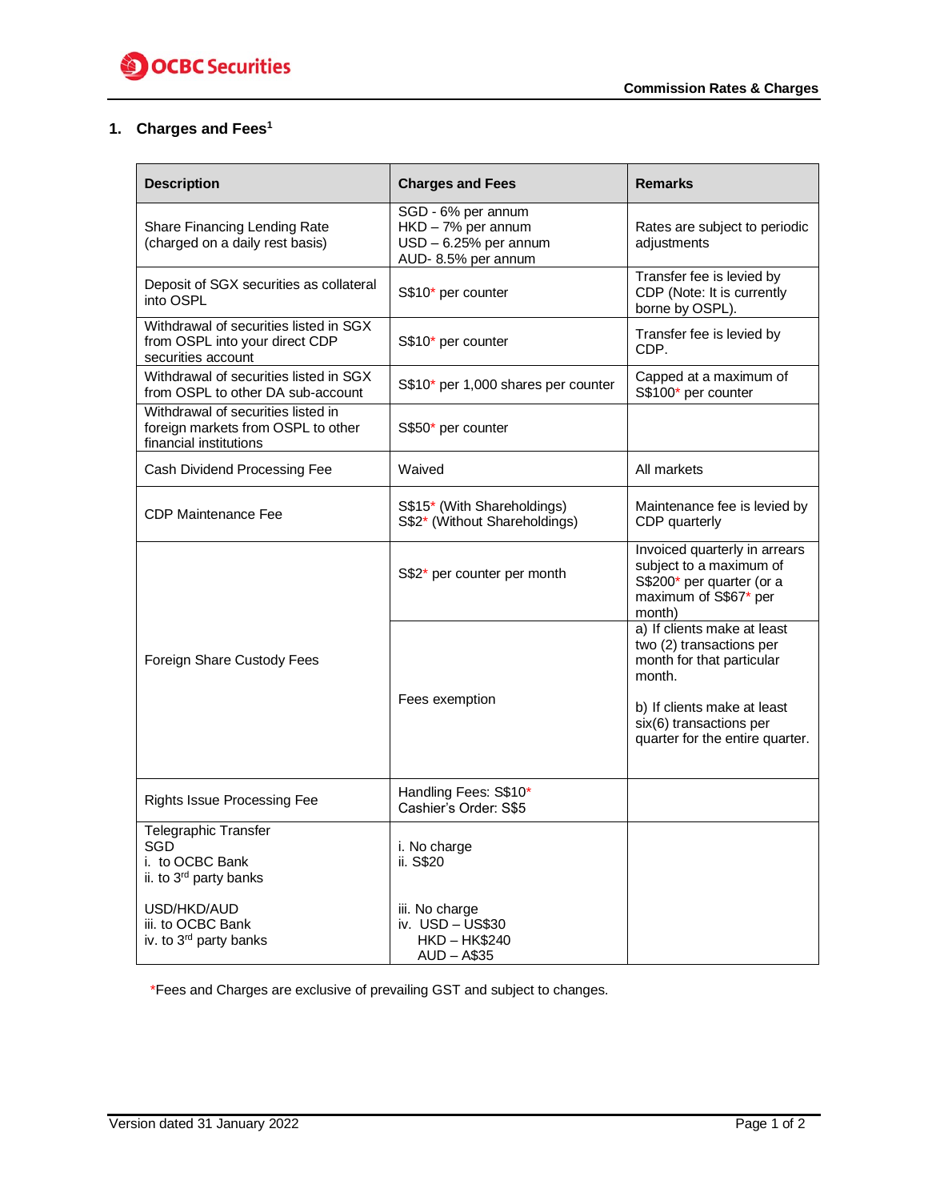## 1. Charges and Fees[1]

| Description | Charges and Fees | Remarks |
|---|---|---|
| Share Financing Lending Rate (charged on a daily rest basis) | SGD - 6% per annum<br>HKD – 7% per annum<br>USD – 6.25% per annum<br>AUD- 8.5% per annum | Rates are subject to periodic adjustments |
| Deposit of SGX securities as collateral into OSPL | S$10* per counter | Transfer fee is levied by CDP (Note: It is currently borne by OSPL). |
| Withdrawal of securities listed in SGX from OSPL into your direct CDP securities account | S$10* per counter | Transfer fee is levied by CDP. |
| Withdrawal of securities listed in SGX from OSPL to other DA sub-account | S$10* per 1,000 shares per counter | Capped at a maximum of S$100* per counter |
| Withdrawal of securities listed in foreign markets from OSPL to other financial institutions | S$50* per counter | |
| Cash Dividend Processing Fee | Waived | All markets |
| CDP Maintenance Fee | S$15* (With Shareholdings)<br>S$2* (Without Shareholdings) | Maintenance fee is levied by CDP quarterly |
| Foreign Share Custody Fees | S$2* per counter per month | Invoiced quarterly in arrears subject to a maximum of S$200* per quarter (or a maximum of S$67* per month) |
| | Fees exemption | a) If clients make at least two (2) transactions per month for that particular month.<br><br>b) If clients make at least six(6) transactions per quarter for the entire quarter. |
| Rights Issue Processing Fee | Handling Fees: S$10*<br>Cashier's Order: S$5 | |
| Telegraphic Transfer<br>SGD<br>i. to OCBC Bank<br>ii. to 3rd party banks<br><br>USD/HKD/AUD<br>iii. to OCBC Bank<br>iv. to 3rd party banks | i. No charge<br>ii. S$20<br><br><br>iii. No charge<br>iv. USD – US$30<br>HKD – HK$240<br>AUD – A$35 | |

*Fees and Charges are exclusive of prevailing GST and subject to changes.

Version dated 31 January 2022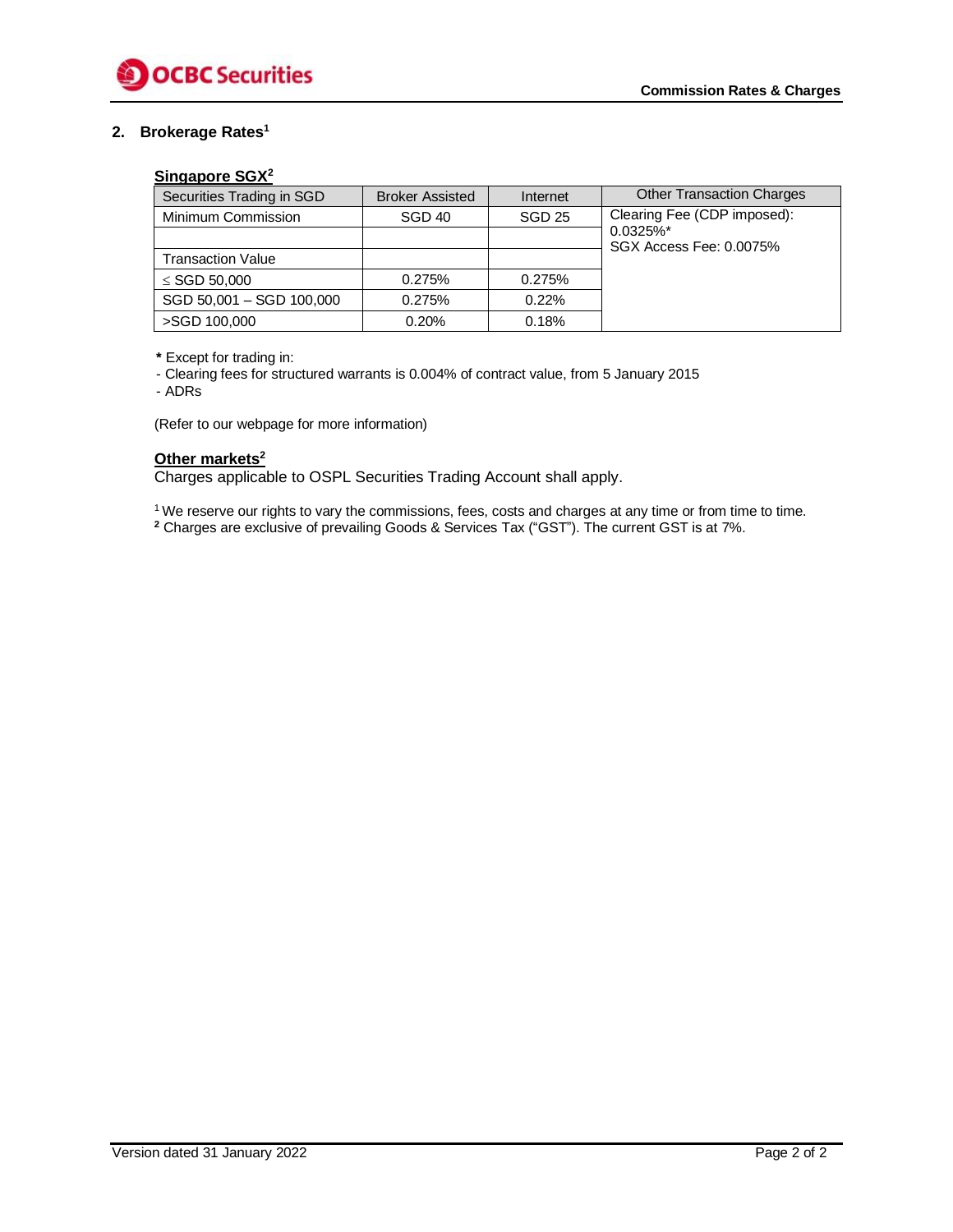## 2. Brokerage Rates[1]

### Singapore SGX[2]

| Securities Trading in SGD | Broker Assisted | Internet | Other Transaction Charges |
|---|---|---|---|
| Minimum Commission | SGD 40 | SGD 25 | Clearing Fee (CDP imposed): 0.0325%* SGX Access Fee: 0.0075% |
| | | | |
| Transaction Value | | | |
| ≤ SGD 50,000 | 0.275% | 0.275% | |
| SGD 50,001 – SGD 100,000 | 0.275% | 0.22% | |
| >SGD 100,000 | 0.20% | 0.18% | |

**\*** Except for trading in:
- Clearing fees for structured warrants is 0.004% of contract value, from 5 January 2015
- ADRs

(Refer to our webpage for more information)

### Other markets[2]

Charges applicable to OSPL Securities Trading Account shall apply.

[1] We reserve our rights to vary the commissions, fees, costs and charges at any time or from time to time.
[2] Charges are exclusive of prevailing Goods & Services Tax ("GST"). The current GST is at 7%.

Version dated 31 January 2022